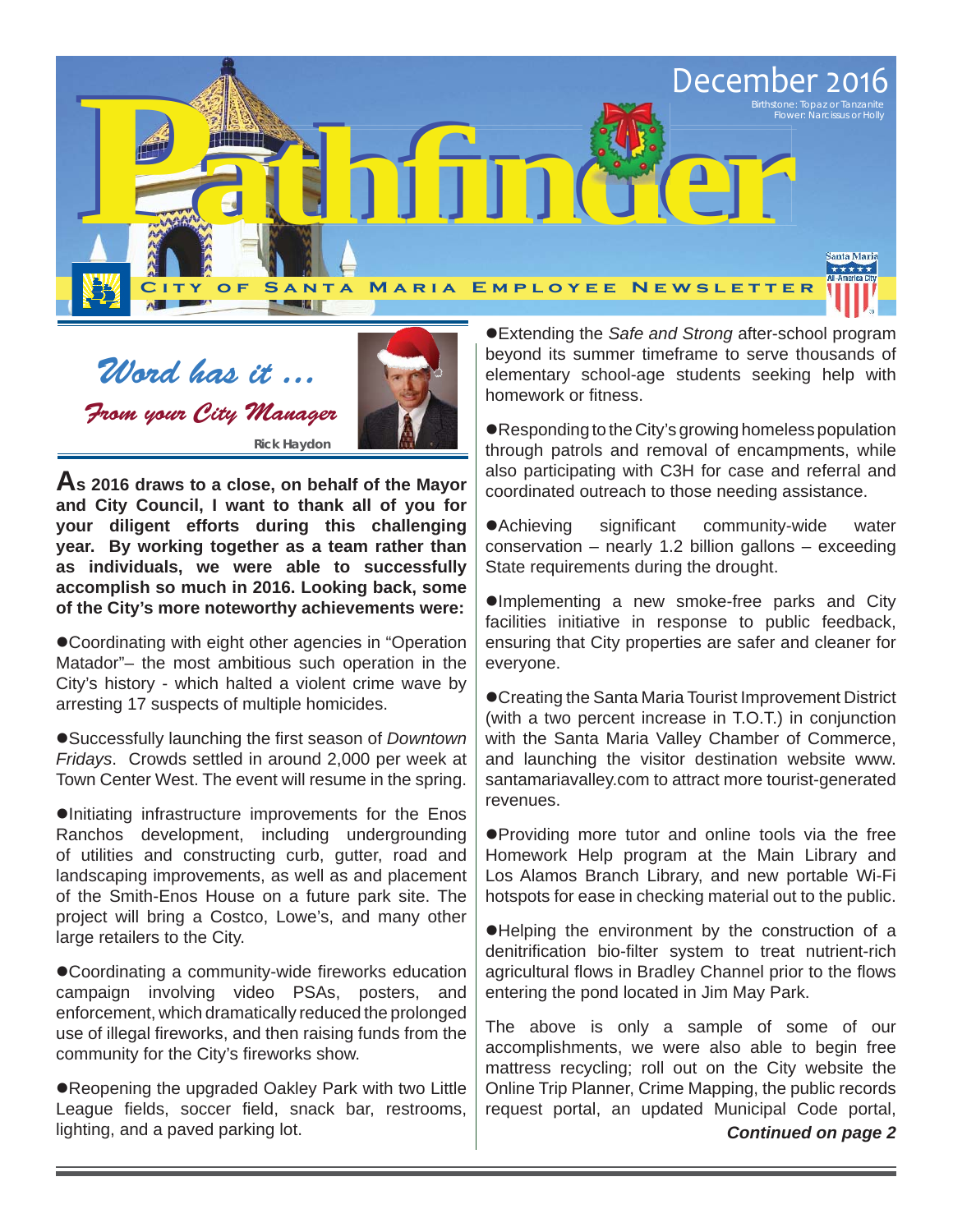# Pathfinder

December 2016

Birthstone: Topaz or Tanzanite
Flower: Narcissus or Holly

CITY OF SANTA MARIA EMPLOYEE NEWSLETTER

## *Word has it ...*

### *From your City Manager*

Rick Haydon

**As 2016 draws to a close, on behalf of the Mayor and City Council, I want to thank all of you for your diligent efforts during this challenging year. By working together as a team rather than as individuals, we were able to successfully accomplish so much in 2016. Looking back, some of the City's more noteworthy achievements were:**

●Coordinating with eight other agencies in "Operation Matador"– the most ambitious such operation in the City's history - which halted a violent crime wave by arresting 17 suspects of multiple homicides.

●Successfully launching the first season of *Downtown Fridays*. Crowds settled in around 2,000 per week at Town Center West. The event will resume in the spring.

●Initiating infrastructure improvements for the Enos Ranchos development, including undergrounding of utilities and constructing curb, gutter, road and landscaping improvements, as well as and placement of the Smith-Enos House on a future park site. The project will bring a Costco, Lowe's, and many other large retailers to the City.

●Coordinating a community-wide fireworks education campaign involving video PSAs, posters, and enforcement, which dramatically reduced the prolonged use of illegal fireworks, and then raising funds from the community for the City's fireworks show.

●Reopening the upgraded Oakley Park with two Little League fields, soccer field, snack bar, restrooms, lighting, and a paved parking lot.

●Extending the *Safe and Strong* after-school program beyond its summer timeframe to serve thousands of elementary school-age students seeking help with homework or fitness.

●Responding to the City's growing homeless population through patrols and removal of encampments, while also participating with C3H for case and referral and coordinated outreach to those needing assistance.

●Achieving significant community-wide water conservation – nearly 1.2 billion gallons – exceeding State requirements during the drought.

●Implementing a new smoke-free parks and City facilities initiative in response to public feedback, ensuring that City properties are safer and cleaner for everyone.

●Creating the Santa Maria Tourist Improvement District (with a two percent increase in T.O.T.) in conjunction with the Santa Maria Valley Chamber of Commerce, and launching the visitor destination website www.santamariavalley.com to attract more tourist-generated revenues.

●Providing more tutor and online tools via the free Homework Help program at the Main Library and Los Alamos Branch Library, and new portable Wi-Fi hotspots for ease in checking material out to the public.

●Helping the environment by the construction of a denitrification bio-filter system to treat nutrient-rich agricultural flows in Bradley Channel prior to the flows entering the pond located in Jim May Park.

The above is only a sample of some of our accomplishments, we were also able to begin free mattress recycling; roll out on the City website the Online Trip Planner, Crime Mapping, the public records request portal, an updated Municipal Code portal,

***Continued on page 2***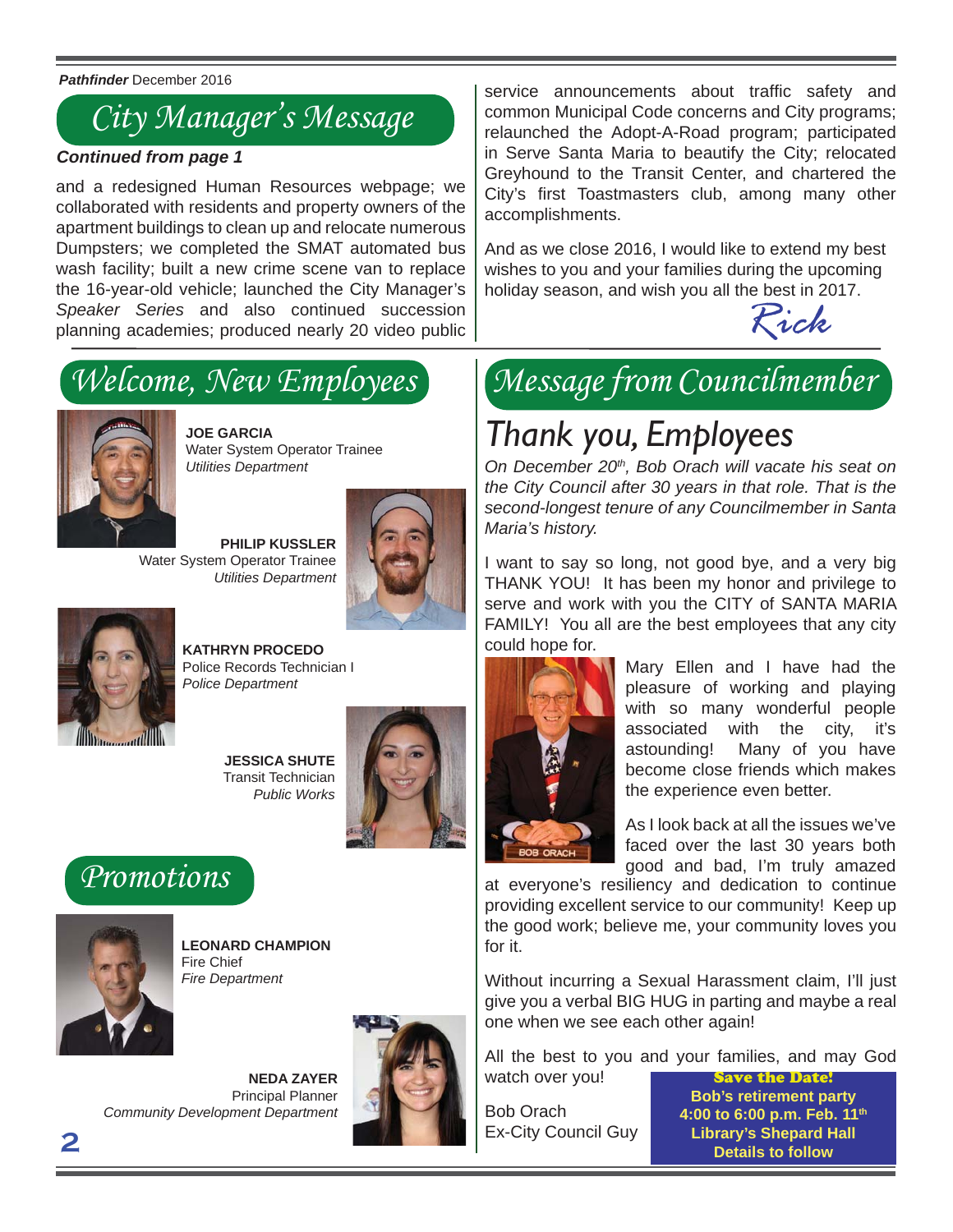## City Manager's Message

***Continued from page 1***

and a redesigned Human Resources webpage; we collaborated with residents and property owners of the apartment buildings to clean up and relocate numerous Dumpsters; we completed the SMAT automated bus wash facility; built a new crime scene van to replace the 16-year-old vehicle; launched the City Manager's *Speaker Series* and also continued succession planning academies; produced nearly 20 video public service announcements about traffic safety and common Municipal Code concerns and City programs; relaunched the Adopt-A-Road program; participated in Serve Santa Maria to beautify the City; relocated Greyhound to the Transit Center, and chartered the City's first Toastmasters club, among many other accomplishments.

And as we close 2016, I would like to extend my best wishes to you and your families during the upcoming holiday season, and wish you all the best in 2017.

*Rick*

## Welcome, New Employees

**JOE GARCIA**
Water System Operator Trainee
*Utilities Department*

**PHILIP KUSSLER**
Water System Operator Trainee
*Utilities Department*

**KATHRYN PROCEDO**
Police Records Technician I
*Police Department*

**JESSICA SHUTE**
Transit Technician
*Public Works*

## Promotions

**LEONARD CHAMPION**
Fire Chief
*Fire Department*

**NEDA ZAYER**
Principal Planner
*Community Development Department*

## Message from Councilmember

# Thank you, Employees

*On December 20th, Bob Orach will vacate his seat on the City Council after 30 years in that role. That is the second-longest tenure of any Councilmember in Santa Maria's history.*

I want to say so long, not good bye, and a very big THANK YOU! It has been my honor and privilege to serve and work with you the CITY of SANTA MARIA FAMILY! You all are the best employees that any city could hope for.

BOB ORACH

Mary Ellen and I have had the pleasure of working and playing with so many wonderful people associated with the city, it's astounding! Many of you have become close friends which makes the experience even better.

As I look back at all the issues we've faced over the last 30 years both good and bad, I'm truly amazed at everyone's resiliency and dedication to continue providing excellent service to our community! Keep up the good work; believe me, your community loves you for it.

Without incurring a Sexual Harassment claim, I'll just give you a verbal BIG HUG in parting and maybe a real one when we see each other again!

All the best to you and your families, and may God watch over you!

Bob Orach
Ex-City Council Guy

**Save the Date!**
**Bob's retirement party**
**4:00 to 6:00 p.m. Feb. 11th**
**Library's Shepard Hall**
**Details to follow**